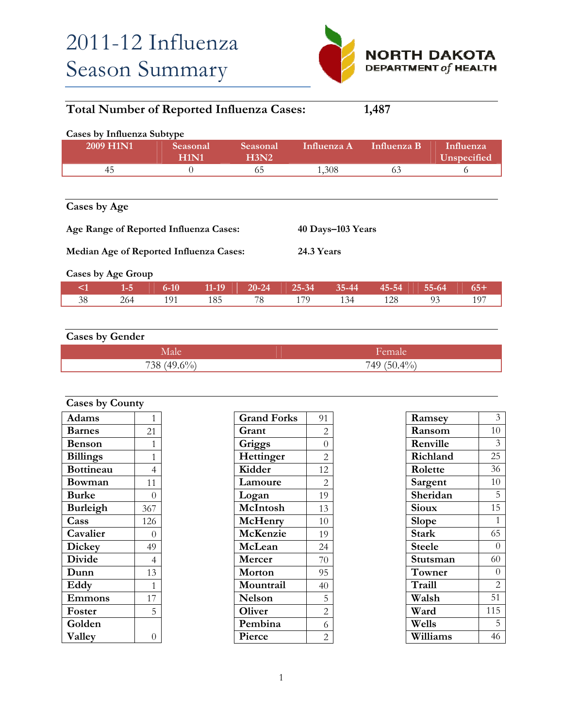# 2011-12 Influenza Season Summary

NORTH DAKOTA DEPARTMENT of HEALTH

**Total Number of Reported Influenza Cases: 1,487**

**Cases by Influenza Subtype**

| 2009 H1N1 | Seasonal H1N1 | Seasonal H3N2 | Influenza A | Influenza B | Influenza Unspecified |
|---|---|---|---|---|---|
| 45 | 0 | 65 | 1,308 | 63 | 6 |

**Cases by Age**

**Age Range of Reported Influenza Cases:** 40 Days–103 Years

**Median Age of Reported Influenza Cases:** 24.3 Years

**Cases by Age Group**

| <1 | 1-5 | 6-10 | 11-19 | 20-24 | 25-34 | 35-44 | 45-54 | 55-64 | 65+ |
|---|---|---|---|---|---|---|---|---|---|
| 38 | 264 | 191 | 185 | 78 | 179 | 134 | 128 | 93 | 197 |

**Cases by Gender**

| Male | Female |
|---|---|
| 738 (49.6%) | 749 (50.4%) |

**Cases by County**

| County | Cases |
|---|---|
| Adams | 1 |
| Barnes | 21 |
| Benson | 1 |
| Billings | 1 |
| Bottineau | 4 |
| Bowman | 11 |
| Burke | 0 |
| Burleigh | 367 |
| Cass | 126 |
| Cavalier | 0 |
| Dickey | 49 |
| Divide | 4 |
| Dunn | 13 |
| Eddy | 1 |
| Emmons | 17 |
| Foster | 5 |
| Golden Valley | 0 |
| Grand Forks | 91 |
| Grant | 2 |
| Griggs | 0 |
| Hettinger | 2 |
| Kidder | 12 |
| Lamoure | 2 |
| Logan | 19 |
| McIntosh | 13 |
| McHenry | 10 |
| McKenzie | 19 |
| McLean | 24 |
| Mercer | 70 |
| Morton | 95 |
| Mountrail | 40 |
| Nelson | 5 |
| Oliver | 2 |
| Pembina | 6 |
| Pierce | 2 |
| Ramsey | 3 |
| Ransom | 10 |
| Renville | 3 |
| Richland | 25 |
| Rolette | 36 |
| Sargent | 10 |
| Sheridan | 5 |
| Sioux | 15 |
| Slope | 1 |
| Stark | 65 |
| Steele | 0 |
| Stutsman | 60 |
| Towner | 0 |
| Traill | 2 |
| Walsh | 51 |
| Ward | 115 |
| Wells | 5 |
| Williams | 46 |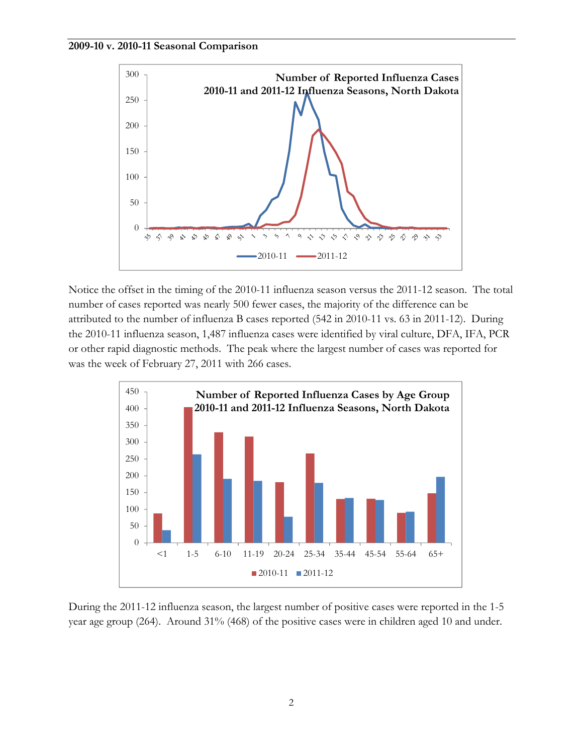**2009-10 v. 2010-11 Seasonal Comparison**

Notice the offset in the timing of the 2010-11 influenza season versus the 2011-12 season. The total number of cases reported was nearly 500 fewer cases, the majority of the difference can be attributed to the number of influenza B cases reported (542 in 2010-11 vs. 63 in 2011-12). During the 2010-11 influenza season, 1,487 influenza cases were identified by viral culture, DFA, IFA, PCR or other rapid diagnostic methods. The peak where the largest number of cases was reported for was the week of February 27, 2011 with 266 cases.

During the 2011-12 influenza season, the largest number of positive cases were reported in the 1-5 year age group (264). Around 31% (468) of the positive cases were in children aged 10 and under.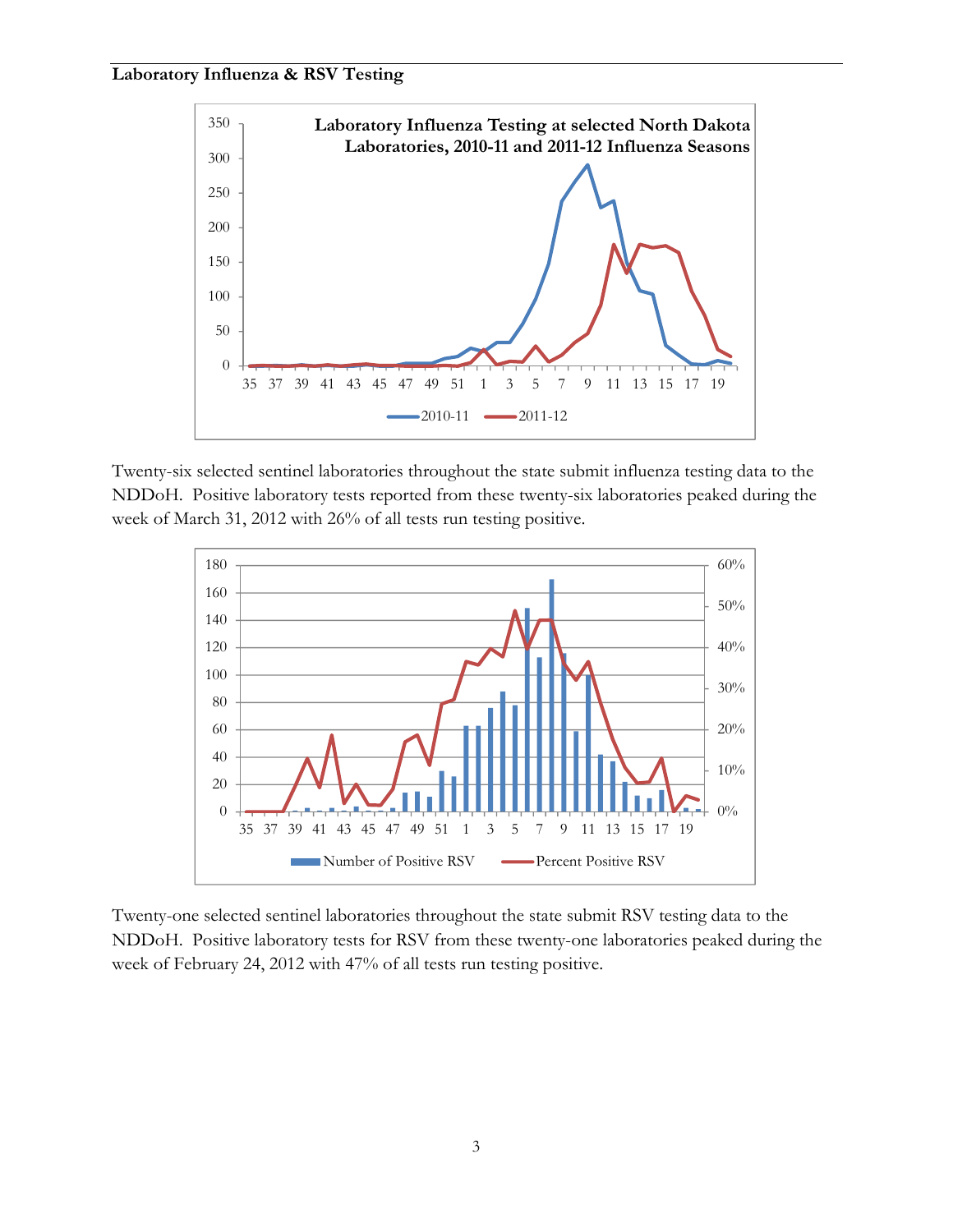**Laboratory Influenza & RSV Testing**

Twenty-six selected sentinel laboratories throughout the state submit influenza testing data to the NDDoH. Positive laboratory tests reported from these twenty-six laboratories peaked during the week of March 31, 2012 with 26% of all tests run testing positive.

Twenty-one selected sentinel laboratories throughout the state submit RSV testing data to the NDDoH. Positive laboratory tests for RSV from these twenty-one laboratories peaked during the week of February 24, 2012 with 47% of all tests run testing positive.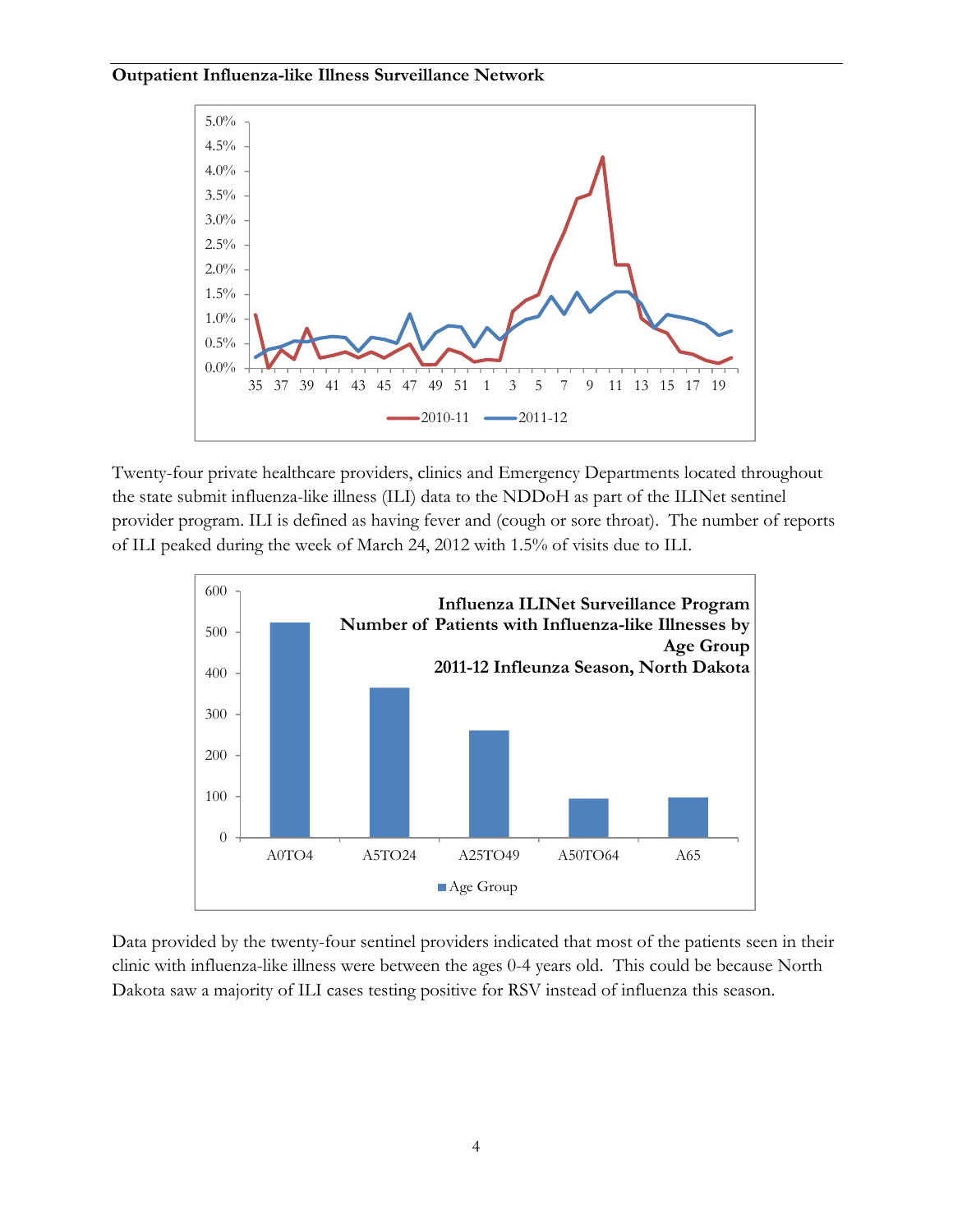**Outpatient Influenza-like Illness Surveillance Network**

5.0%
4.5%
4.0%
3.5%
3.0%
2.5%
2.0%
1.5%
1.0%
0.5%
0.0%

35 37 39 41 43 45 47 49 51 1 3 5 7 9 11 13 15 17 19

2010-11 2011-12

Twenty-four private healthcare providers, clinics and Emergency Departments located throughout the state submit influenza-like illness (ILI) data to the NDDoH as part of the ILINet sentinel provider program. ILI is defined as having fever and (cough or sore throat). The number of reports of ILI peaked during the week of March 24, 2012 with 1.5% of visits due to ILI.

**Influenza ILINet Surveillance Program**
**Number of Patients with Influenza-like Illnesses by Age Group**
**2011-12 Infleunza Season, North Dakota**

600
500
400
300
200
100
0

A0TO4 A5TO24 A25TO49 A50TO64 A65

Age Group

Data provided by the twenty-four sentinel providers indicated that most of the patients seen in their clinic with influenza-like illness were between the ages 0-4 years old. This could be because North Dakota saw a majority of ILI cases testing positive for RSV instead of influenza this season.